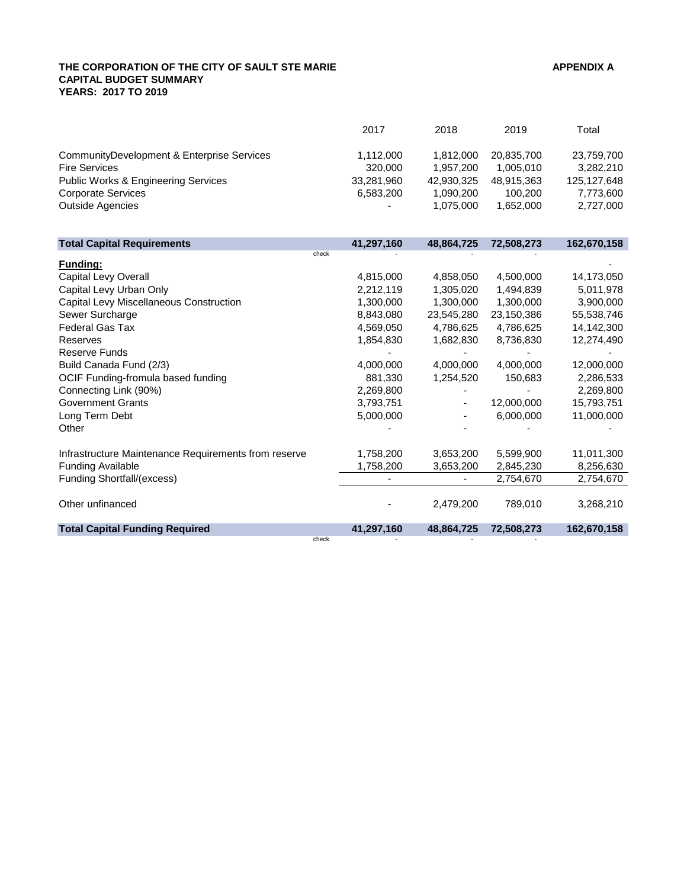**THE CORPORATION OF THE CITY OF SAULT STE MARIE** **APPENDIX A**
**CAPITAL BUDGET SUMMARY**
**YEARS: 2017 TO 2019**

| | | 2017 | 2018 | 2019 | Total |
|---|---|---|---|---|---|
| CommunityDevelopment & Enterprise Services | | 1,112,000 | 1,812,000 | 20,835,700 | 23,759,700 |
| Fire Services | | 320,000 | 1,957,200 | 1,005,010 | 3,282,210 |
| Public Works & Engineering Services | | 33,281,960 | 42,930,325 | 48,915,363 | 125,127,648 |
| Corporate Services | | 6,583,200 | 1,090,200 | 100,200 | 7,773,600 |
| Outside Agencies | | - | 1,075,000 | 1,652,000 | 2,727,000 |
| | | | | | |
| **Total Capital Requirements** | | **41,297,160** | **48,864,725** | **72,508,273** | **162,670,158** |
| | check | - | - | - | |
| **Funding:** | | | | | - |
| Capital Levy Overall | | 4,815,000 | 4,858,050 | 4,500,000 | 14,173,050 |
| Capital Levy Urban Only | | 2,212,119 | 1,305,020 | 1,494,839 | 5,011,978 |
| Capital Levy Miscellaneous Construction | | 1,300,000 | 1,300,000 | 1,300,000 | 3,900,000 |
| Sewer Surcharge | | 8,843,080 | 23,545,280 | 23,150,386 | 55,538,746 |
| Federal Gas Tax | | 4,569,050 | 4,786,625 | 4,786,625 | 14,142,300 |
| Reserves | | 1,854,830 | 1,682,830 | 8,736,830 | 12,274,490 |
| Reserve Funds | | - | - | - | - |
| Build Canada Fund (2/3) | | 4,000,000 | 4,000,000 | 4,000,000 | 12,000,000 |
| OCIF Funding-fromula based funding | | 881,330 | 1,254,520 | 150,683 | 2,286,533 |
| Connecting Link (90%) | | 2,269,800 | - | - | 2,269,800 |
| Government Grants | | 3,793,751 | - | 12,000,000 | 15,793,751 |
| Long Term Debt | | 5,000,000 | - | 6,000,000 | 11,000,000 |
| Other | | - | - | - | - |
| | | | | | |
| Infrastructure Maintenance Requirements from reserve | | 1,758,200 | 3,653,200 | 5,599,900 | 11,011,300 |
| Funding Available | | 1,758,200 | 3,653,200 | 2,845,230 | 8,256,630 |
| Funding Shortfall/(excess) | | - | - | 2,754,670 | 2,754,670 |
| | | | | | |
| Other unfinanced | | - | 2,479,200 | 789,010 | 3,268,210 |
| | | | | | |
| **Total Capital Funding Required** | | **41,297,160** | **48,864,725** | **72,508,273** | **162,670,158** |
| | check | - | - | - | |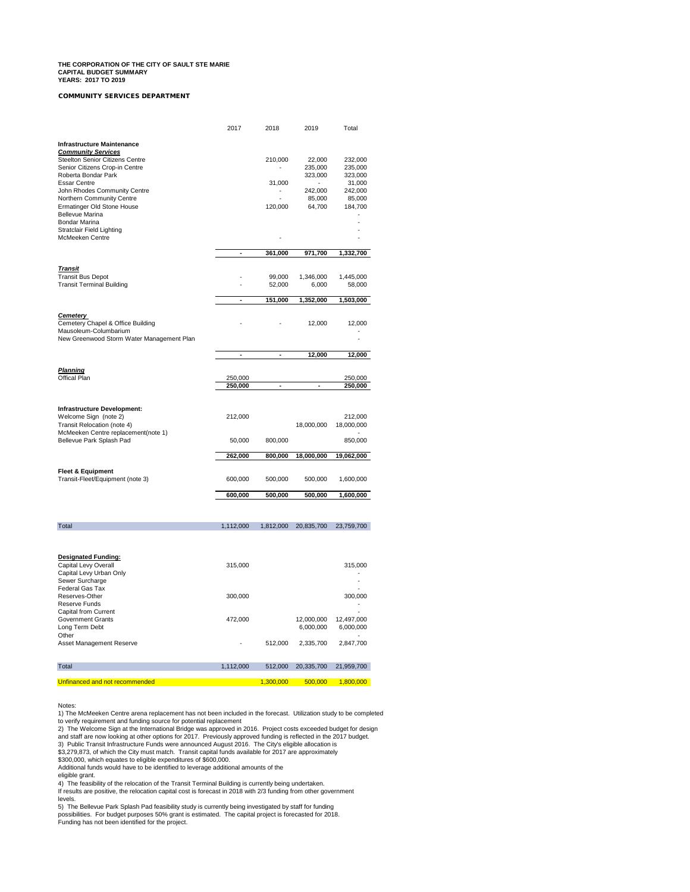**THE CORPORATION OF THE CITY OF SAULT STE MARIE**
**CAPITAL BUDGET SUMMARY**
**YEARS: 2017 TO 2019**

**COMMUNITY SERVICES DEPARTMENT**

| | 2017 | 2018 | 2019 | Total |
|---|---|---|---|---|
| **Infrastructure Maintenance** | | | | |
| ***Community Services*** | | | | |
| Steelton Senior Citizens Centre | | 210,000 | 22,000 | 232,000 |
| Senior Citizens Crop-in Centre | | - | 235,000 | 235,000 |
| Roberta Bondar Park | | | 323,000 | 323,000 |
| Essar Centre | | 31,000 | - | 31,000 |
| John Rhodes Community Centre | | - | 242,000 | 242,000 |
| Northern Community Centre | | - | 85,000 | 85,000 |
| Ermatinger Old Stone House | | 120,000 | 64,700 | 184,700 |
| Bellevue Marina | | | | - |
| Bondar Marina | | | | - |
| Stratclair Field Lighting | | | | - |
| McMeeken Centre | | - | | - |
| | - | 361,000 | 971,700 | 1,332,700 |
| ***Transit*** | | | | |
| Transit Bus Depot | - | 99,000 | 1,346,000 | 1,445,000 |
| Transit Terminal Building | - | 52,000 | 6,000 | 58,000 |
| | - | 151,000 | 1,352,000 | 1,503,000 |
| ***Cemetery*** | | | | |
| Cemetery Chapel & Office Building | - | - | 12,000 | 12,000 |
| Mausoleum-Columbarium | | | | - |
| New Greenwood Storm Water Management Plan | | | | - |
| | - | - | 12,000 | 12,000 |
| ***Planning*** | | | | |
| Offical Plan | 250,000 | | | 250,000 |
| | 250,000 | - | - | 250,000 |
| **Infrastructure Development:** | | | | |
| Welcome Sign (note 2) | 212,000 | | | 212,000 |
| Transit Relocation (note 4) | | | 18,000,000 | 18,000,000 |
| McMeeken Centre replacement(note 1) | | | | - |
| Bellevue Park Splash Pad | 50,000 | 800,000 | | 850,000 |
| | 262,000 | 800,000 | 18,000,000 | 19,062,000 |
| **Fleet & Equipment** | | | | |
| Transit-Fleet/Equipment (note 3) | 600,000 | 500,000 | 500,000 | 1,600,000 |
| | 600,000 | 500,000 | 500,000 | 1,600,000 |
| Total | 1,112,000 | 1,812,000 | 20,835,700 | 23,759,700 |
| **Designated Funding:** | | | | |
| Capital Levy Overall | 315,000 | | | 315,000 |
| Capital Levy Urban Only | | | | - |
| Sewer Surcharge | | | | - |
| Federal Gas Tax | | | | - |
| Reserves-Other | 300,000 | | | 300,000 |
| Reserve Funds | | | | - |
| Capital from Current | | | | - |
| Government Grants | 472,000 | | 12,000,000 | 12,497,000 |
| Long Term Debt | | | 6,000,000 | 6,000,000 |
| Other | | | | - |
| Asset Management Reserve | - | 512,000 | 2,335,700 | 2,847,700 |
| Total | 1,112,000 | 512,000 | 20,335,700 | 21,959,700 |
| Unfinanced and not recommended | | 1,300,000 | 500,000 | 1,800,000 |

Notes:

1) The McMeeken Centre arena replacement has not been included in the forecast. Utilization study to be completed to verify requirement and funding source for potential replacement

2) The Welcome Sign at the International Bridge was approved in 2016. Project costs exceeded budget for design and staff are now looking at other options for 2017. Previously approved funding is reflected in the 2017 budget.

3) Public Transit Infrastructure Funds were announced August 2016. The City's eligible allocation is $3,279,873, of which the City must match. Transit capital funds available for 2017 are approximately $300,000, which equates to eligible expenditures of $600,000.
Additional funds would have to be identified to leverage additional amounts of the eligible grant.

4) The feasibility of the relocation of the Transit Terminal Building is currently being undertaken.
If results are positive, the relocation capital cost is forecast in 2018 with 2/3 funding from other government levels.

5) The Bellevue Park Splash Pad feasibility study is currently being investigated by staff for funding possibilities. For budget purposes 50% grant is estimated. The capital project is forecasted for 2018.
Funding has not been identified for the project.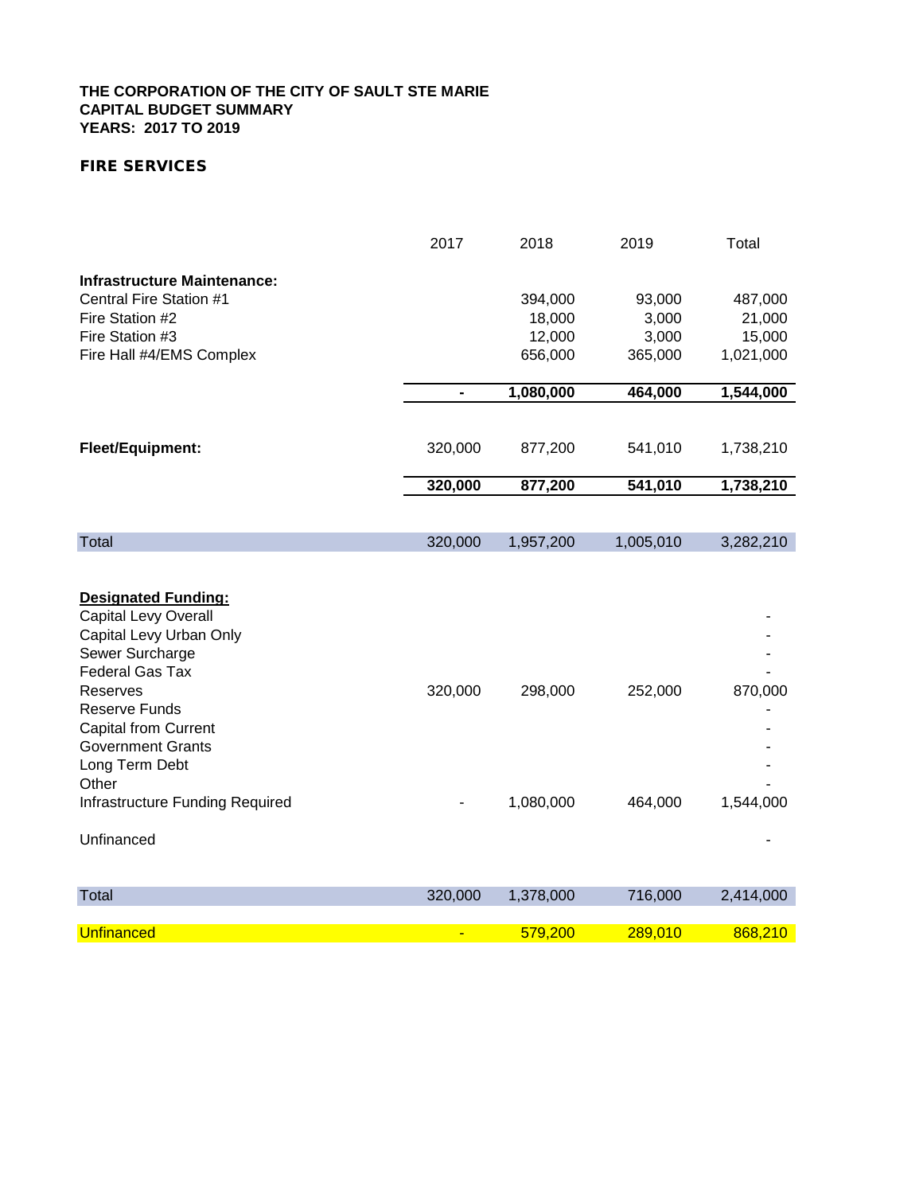**THE CORPORATION OF THE CITY OF SAULT STE MARIE**
**CAPITAL BUDGET SUMMARY**
**YEARS: 2017 TO 2019**

## FIRE SERVICES

| | 2017 | 2018 | 2019 | Total |
|---|---|---|---|---|
| **Infrastructure Maintenance:** | | | | |
| Central Fire Station #1 | | 394,000 | 93,000 | 487,000 |
| Fire Station #2 | | 18,000 | 3,000 | 21,000 |
| Fire Station #3 | | 12,000 | 3,000 | 15,000 |
| Fire Hall #4/EMS Complex | | 656,000 | 365,000 | 1,021,000 |
| | **-** | **1,080,000** | **464,000** | **1,544,000** |
| **Fleet/Equipment:** | 320,000 | 877,200 | 541,010 | 1,738,210 |
| | **320,000** | **877,200** | **541,010** | **1,738,210** |
| Total | 320,000 | 1,957,200 | 1,005,010 | 3,282,210 |
| **Designated Funding:** | | | | |
| Capital Levy Overall | | | | - |
| Capital Levy Urban Only | | | | - |
| Sewer Surcharge | | | | - |
| Federal Gas Tax | | | | - |
| Reserves | 320,000 | 298,000 | 252,000 | 870,000 |
| Reserve Funds | | | | - |
| Capital from Current | | | | - |
| Government Grants | | | | - |
| Long Term Debt | | | | - |
| Other | | | | - |
| Infrastructure Funding Required | - | 1,080,000 | 464,000 | 1,544,000 |
| Unfinanced | | | | - |
| Total | 320,000 | 1,378,000 | 716,000 | 2,414,000 |
| Unfinanced | - | 579,200 | 289,010 | 868,210 |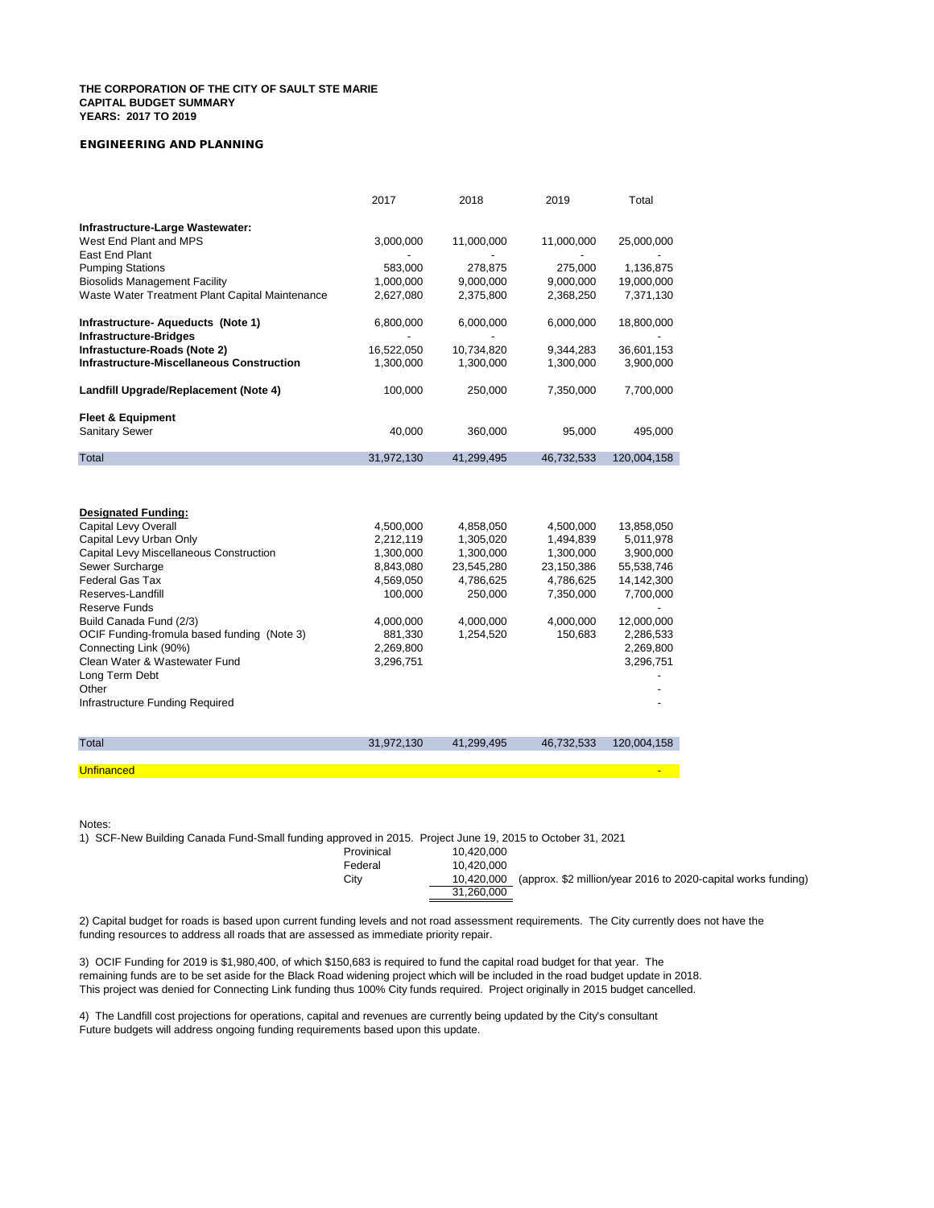**THE CORPORATION OF THE CITY OF SAULT STE MARIE**
**CAPITAL BUDGET SUMMARY**
**YEARS: 2017 TO 2019**

**ENGINEERING AND PLANNING**

| | 2017 | 2018 | 2019 | Total |
|---|---|---|---|---|
| **Infrastructure-Large Wastewater:** | | | | |
| West End Plant and MPS | 3,000,000 | 11,000,000 | 11,000,000 | 25,000,000 |
| East End Plant | - | - | - | - |
| Pumping Stations | 583,000 | 278,875 | 275,000 | 1,136,875 |
| Biosolids Management Facility | 1,000,000 | 9,000,000 | 9,000,000 | 19,000,000 |
| Waste Water Treatment Plant Capital Maintenance | 2,627,080 | 2,375,800 | 2,368,250 | 7,371,130 |
| **Infrastructure- Aqueducts (Note 1)** | 6,800,000 | 6,000,000 | 6,000,000 | 18,800,000 |
| **Infrastructure-Bridges** | - | - | | - |
| **Infrastucture-Roads (Note 2)** | 16,522,050 | 10,734,820 | 9,344,283 | 36,601,153 |
| **Infrastructure-Miscellaneous Construction** | 1,300,000 | 1,300,000 | 1,300,000 | 3,900,000 |
| **Landfill Upgrade/Replacement (Note 4)** | 100,000 | 250,000 | 7,350,000 | 7,700,000 |
| **Fleet & Equipment** | | | | |
| Sanitary Sewer | 40,000 | 360,000 | 95,000 | 495,000 |
| Total | 31,972,130 | 41,299,495 | 46,732,533 | 120,004,158 |
| | | | | |
| **Designated Funding:** | | | | |
| Capital Levy Overall | 4,500,000 | 4,858,050 | 4,500,000 | 13,858,050 |
| Capital Levy Urban Only | 2,212,119 | 1,305,020 | 1,494,839 | 5,011,978 |
| Capital Levy Miscellaneous Construction | 1,300,000 | 1,300,000 | 1,300,000 | 3,900,000 |
| Sewer Surcharge | 8,843,080 | 23,545,280 | 23,150,386 | 55,538,746 |
| Federal Gas Tax | 4,569,050 | 4,786,625 | 4,786,625 | 14,142,300 |
| Reserves-Landfill | 100,000 | 250,000 | 7,350,000 | 7,700,000 |
| Reserve Funds | | | | - |
| Build Canada Fund (2/3) | 4,000,000 | 4,000,000 | 4,000,000 | 12,000,000 |
| OCIF Funding-fromula based funding (Note 3) | 881,330 | 1,254,520 | 150,683 | 2,286,533 |
| Connecting Link (90%) | 2,269,800 | | | 2,269,800 |
| Clean Water & Wastewater Fund | 3,296,751 | | | 3,296,751 |
| Long Term Debt | | | | - |
| Other | | | | - |
| Infrastructure Funding Required | | | | - |
| Total | 31,972,130 | 41,299,495 | 46,732,533 | 120,004,158 |
| Unfinanced | | | | - |

Notes:

1) SCF-New Building Canada Fund-Small funding approved in 2015. Project June 19, 2015 to October 31, 2021

| | | |
|---|---|---|
| Provincial | 10,420,000 | |
| Federal | 10,420,000 | |
| City | 10,420,000 | (approx. $2 million/year 2016 to 2020-capital works funding) |
| | 31,260,000 | |

2) Capital budget for roads is based upon current funding levels and not road assessment requirements. The City currently does not have the funding resources to address all roads that are assessed as immediate priority repair.

3) OCIF Funding for 2019 is $1,980,400, of which $150,683 is required to fund the capital road budget for that year. The remaining funds are to be set aside for the Black Road widening project which will be included in the road budget update in 2018. This project was denied for Connecting Link funding thus 100% City funds required. Project originally in 2015 budget cancelled.

4) The Landfill cost projections for operations, capital and revenues are currently being updated by the City's consultant Future budgets will address ongoing funding requirements based upon this update.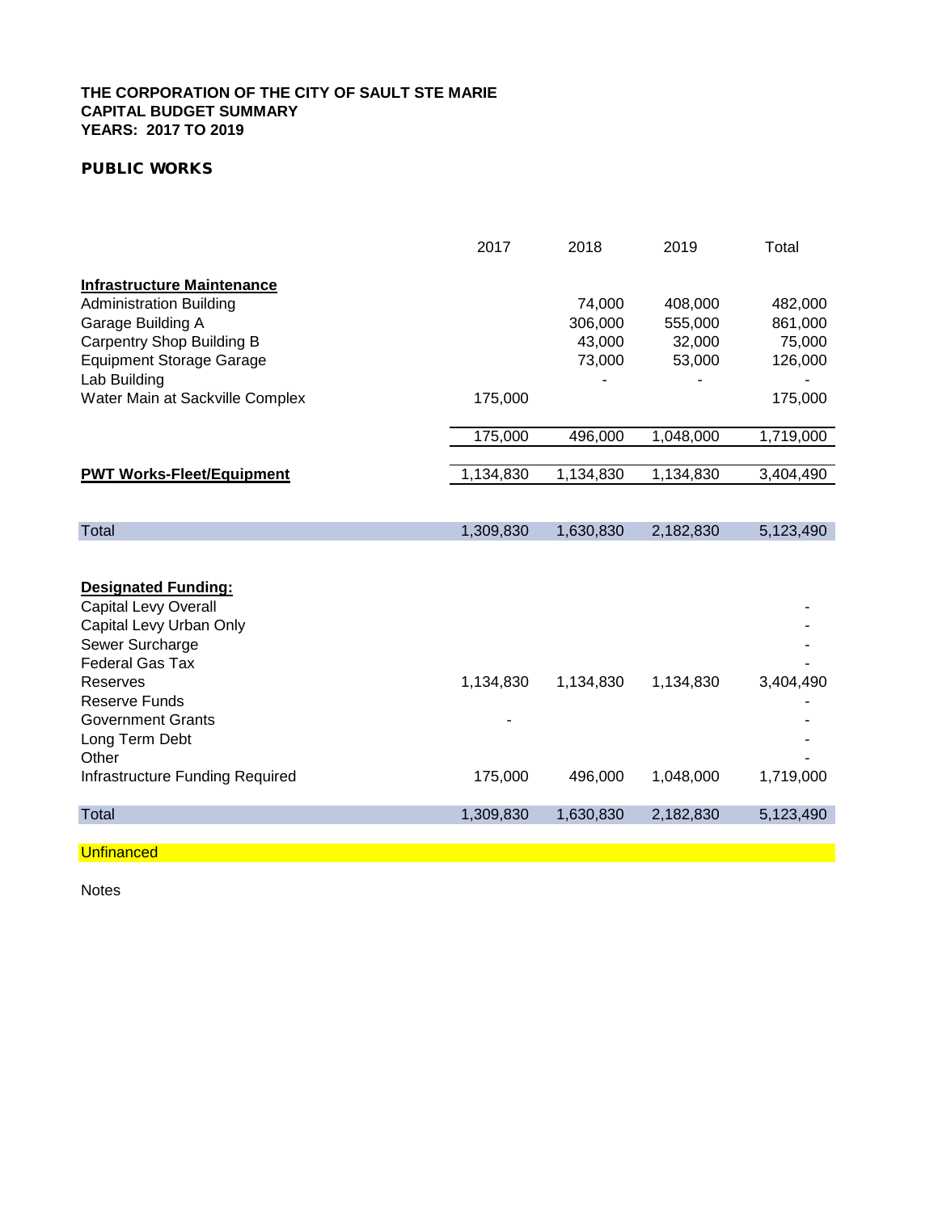**THE CORPORATION OF THE CITY OF SAULT STE MARIE**
**CAPITAL BUDGET SUMMARY**
**YEARS: 2017 TO 2019**

## PUBLIC WORKS

| | 2017 | 2018 | 2019 | Total |
|---|---|---|---|---|
| **Infrastructure Maintenance** | | | | |
| Administration Building | | 74,000 | 408,000 | 482,000 |
| Garage Building A | | 306,000 | 555,000 | 861,000 |
| Carpentry Shop Building B | | 43,000 | 32,000 | 75,000 |
| Equipment Storage Garage | | 73,000 | 53,000 | 126,000 |
| Lab Building | | - | - | - |
| Water Main at Sackville Complex | 175,000 | | | 175,000 |
| | 175,000 | 496,000 | 1,048,000 | 1,719,000 |
| **PWT Works-Fleet/Equipment** | 1,134,830 | 1,134,830 | 1,134,830 | 3,404,490 |
| Total | 1,309,830 | 1,630,830 | 2,182,830 | 5,123,490 |
| **Designated Funding:** | | | | |
| Capital Levy Overall | | | | - |
| Capital Levy Urban Only | | | | - |
| Sewer Surcharge | | | | - |
| Federal Gas Tax | | | | - |
| Reserves | 1,134,830 | 1,134,830 | 1,134,830 | 3,404,490 |
| Reserve Funds | | | | - |
| Government Grants | - | | | - |
| Long Term Debt | | | | - |
| Other | | | | - |
| Infrastructure Funding Required | 175,000 | 496,000 | 1,048,000 | 1,719,000 |
| Total | 1,309,830 | 1,630,830 | 2,182,830 | 5,123,490 |
| Unfinanced | | | | |

Notes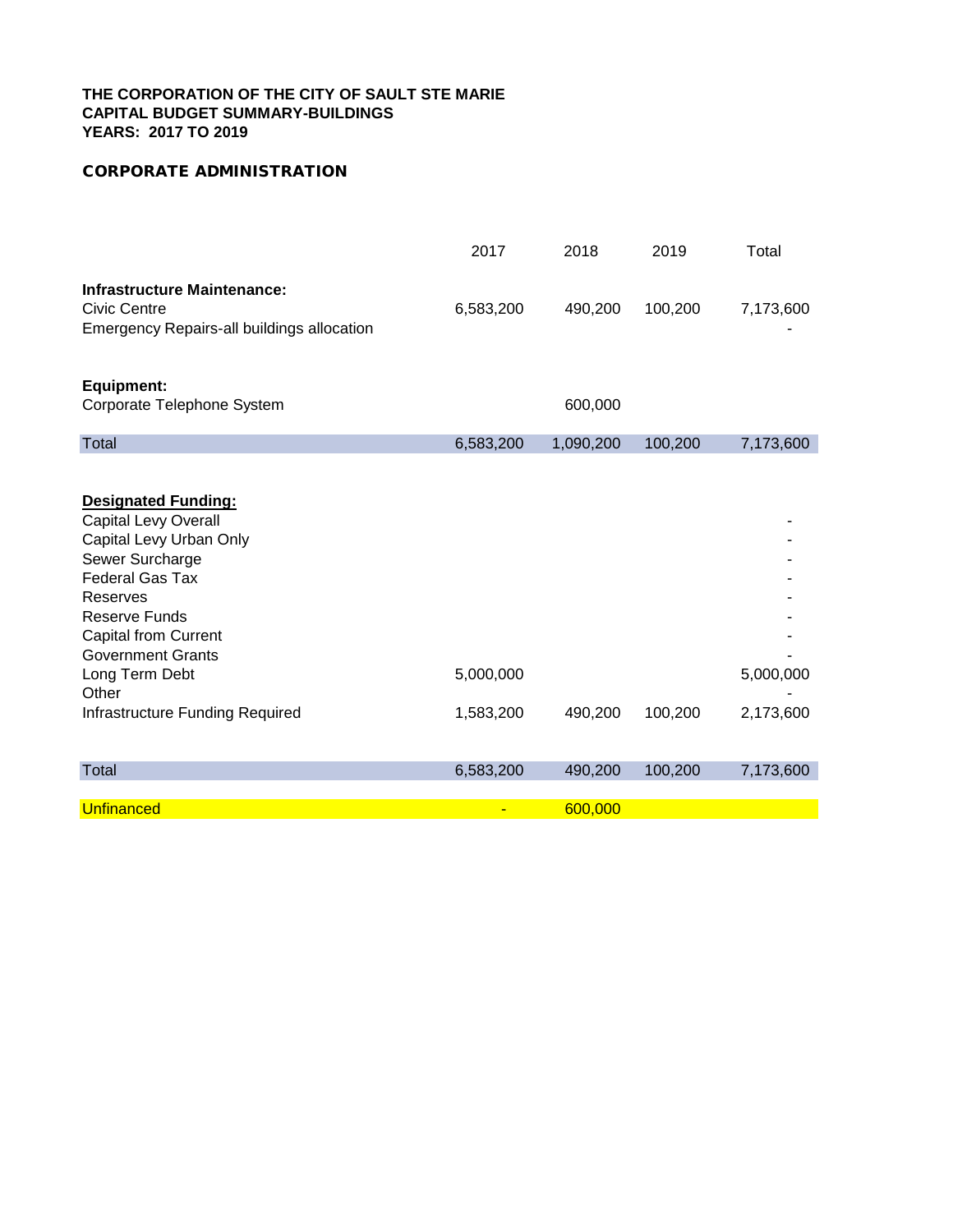**THE CORPORATION OF THE CITY OF SAULT STE MARIE**
**CAPITAL BUDGET SUMMARY-BUILDINGS**
**YEARS: 2017 TO 2019**

## CORPORATE ADMINISTRATION

| | 2017 | 2018 | 2019 | Total |
|---|---|---|---|---|
| **Infrastructure Maintenance:** | | | | |
| Civic Centre | 6,583,200 | 490,200 | 100,200 | 7,173,600 |
| Emergency Repairs-all buildings allocation | | | | - |
| | | | | |
| **Equipment:** | | | | |
| Corporate Telephone System | | 600,000 | | |
| | | | | |
| Total | 6,583,200 | 1,090,200 | 100,200 | 7,173,600 |
| | | | | |
| **Designated Funding:** | | | | |
| Capital Levy Overall | | | | - |
| Capital Levy Urban Only | | | | - |
| Sewer Surcharge | | | | - |
| Federal Gas Tax | | | | - |
| Reserves | | | | - |
| Reserve Funds | | | | - |
| Capital from Current | | | | - |
| Government Grants | | | | - |
| Long Term Debt | 5,000,000 | | | 5,000,000 |
| Other | | | | - |
| Infrastructure Funding Required | 1,583,200 | 490,200 | 100,200 | 2,173,600 |
| | | | | |
| Total | 6,583,200 | 490,200 | 100,200 | 7,173,600 |
| | | | | |
| Unfinanced | - | 600,000 | | |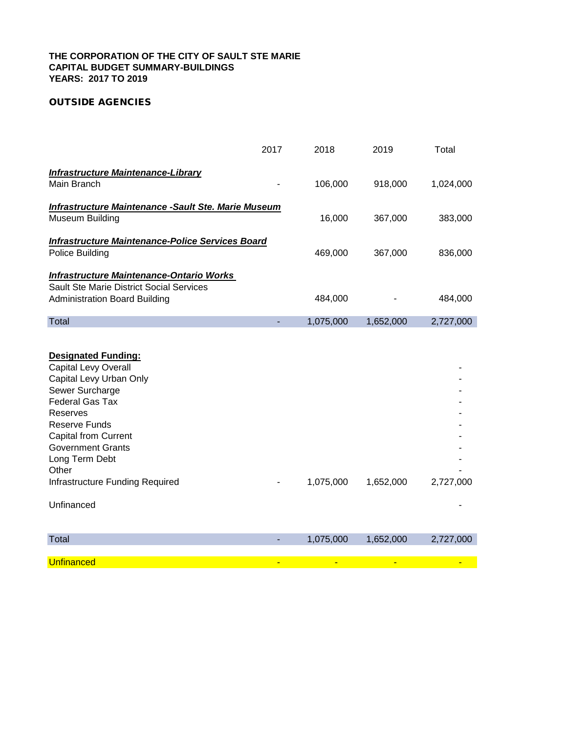**THE CORPORATION OF THE CITY OF SAULT STE MARIE**
**CAPITAL BUDGET SUMMARY-BUILDINGS**
**YEARS: 2017 TO 2019**

## OUTSIDE AGENCIES

| | 2017 | 2018 | 2019 | Total |
|---|---|---|---|---|
| ***Infrastructure Maintenance-Library*** | | | | |
| Main Branch | - | 106,000 | 918,000 | 1,024,000 |
| ***Infrastructure Maintenance -Sault Ste. Marie Museum*** | | | | |
| Museum Building | | 16,000 | 367,000 | 383,000 |
| ***Infrastructure Maintenance-Police Services Board*** | | | | |
| Police Building | | 469,000 | 367,000 | 836,000 |
| ***Infrastructure Maintenance-Ontario Works*** | | | | |
| Sault Ste Marie District Social Services Administration Board Building | | 484,000 | - | 484,000 |
| Total | - | 1,075,000 | 1,652,000 | 2,727,000 |
| **Designated Funding:** | | | | |
| Capital Levy Overall | | | | - |
| Capital Levy Urban Only | | | | - |
| Sewer Surcharge | | | | - |
| Federal Gas Tax | | | | - |
| Reserves | | | | - |
| Reserve Funds | | | | - |
| Capital from Current | | | | - |
| Government Grants | | | | - |
| Long Term Debt | | | | - |
| Other | | | | - |
| Infrastructure Funding Required | - | 1,075,000 | 1,652,000 | 2,727,000 |
| Unfinanced | | | | - |
| Total | - | 1,075,000 | 1,652,000 | 2,727,000 |
| Unfinanced | - | - | - | - |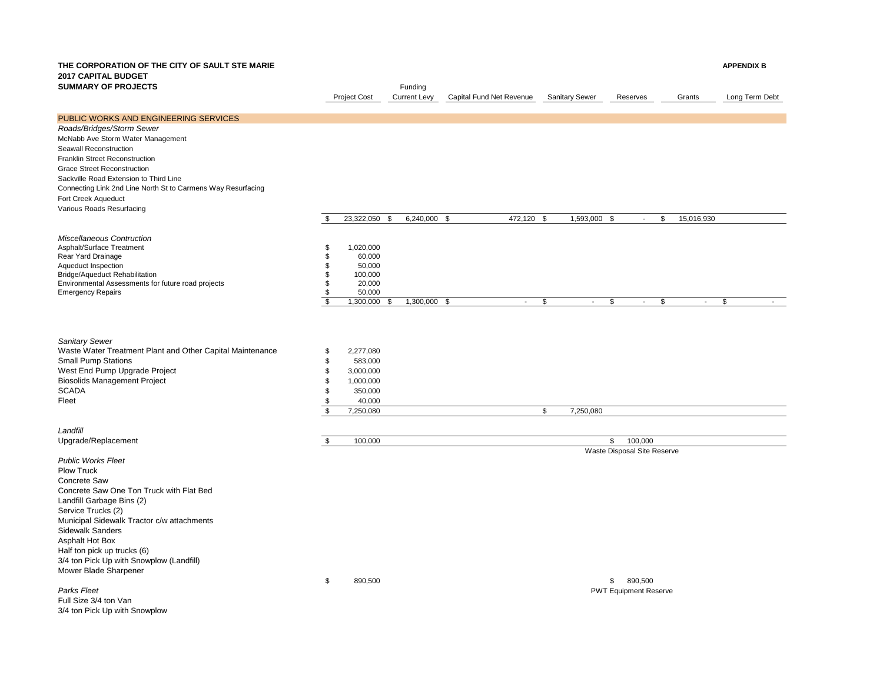**THE CORPORATION OF THE CITY OF SAULT STE MARIE** **APPENDIX B**
**2017 CAPITAL BUDGET**
**SUMMARY OF PROJECTS**

| | Project Cost | Funding Current Levy | Capital Fund Net Revenue | Sanitary Sewer | Reserves | Grants | Long Term Debt |
|---|---|---|---|---|---|---|---|
| **PUBLIC WORKS AND ENGINEERING SERVICES** | | | | | | | |
| *Roads/Bridges/Storm Sewer* | | | | | | | |
| McNabb Ave Storm Water Management | | | | | | | |
| Seawall Reconstruction | | | | | | | |
| Franklin Street Reconstruction | | | | | | | |
| Grace Street Reconstruction | | | | | | | |
| Sackville Road Extension to Third Line | | | | | | | |
| Connecting Link 2nd Line North St to Carmens Way Resurfacing | | | | | | | |
| Fort Creek Aqueduct | | | | | | | |
| Various Roads Resurfacing | | | | | | | |
| | $ 23,322,050 | $ 6,240,000 | $ 472,120 | $ 1,593,000 | $ - | $ 15,016,930 | |
| *Miscellaneous Contruction* | | | | | | | |
| Asphalt/Surface Treatment | $ 1,020,000 | | | | | | |
| Rear Yard Drainage | $ 60,000 | | | | | | |
| Aqueduct Inspection | $ 50,000 | | | | | | |
| Bridge/Aqueduct Rehabilitation | $ 100,000 | | | | | | |
| Environmental Assessments for future road projects | $ 20,000 | | | | | | |
| Emergency Repairs | $ 50,000 | | | | | | |
| | $ 1,300,000 | $ 1,300,000 | $ - | $ - | $ - | $ - | $ - |
| *Sanitary Sewer* | | | | | | | |
| Waste Water Treatment Plant and Other Capital Maintenance | $ 2,277,080 | | | | | | |
| Small Pump Stations | $ 583,000 | | | | | | |
| West End Pump Upgrade Project | $ 3,000,000 | | | | | | |
| Biosolids Management Project | $ 1,000,000 | | | | | | |
| SCADA | $ 350,000 | | | | | | |
| Fleet | $ 40,000 | | | | | | |
| | $ 7,250,080 | | | $ 7,250,080 | | | |
| *Landfill* | | | | | | | |
| Upgrade/Replacement | $ 100,000 | | | | $ 100,000 | | |
| | | | | | Waste Disposal Site Reserve | | |
| *Public Works Fleet* | | | | | | | |
| Plow Truck | | | | | | | |
| Concrete Saw | | | | | | | |
| Concrete Saw One Ton Truck with Flat Bed | | | | | | | |
| Landfill Garbage Bins (2) | | | | | | | |
| Service Trucks (2) | | | | | | | |
| Municipal Sidewalk Tractor c/w attachments | | | | | | | |
| Sidewalk Sanders | | | | | | | |
| Asphalt Hot Box | | | | | | | |
| Half ton pick up trucks (6) | | | | | | | |
| 3/4 ton Pick Up with Snowplow (Landfill) | | | | | | | |
| Mower Blade Sharpener | | | | | | | |
| | $ 890,500 | | | | $ 890,500 | | |
| | | | | | PWT Equipment Reserve | | |
| *Parks Fleet* | | | | | | | |
| Full Size 3/4 ton Van | | | | | | | |
| 3/4 ton Pick Up with Snowplow | | | | | | | |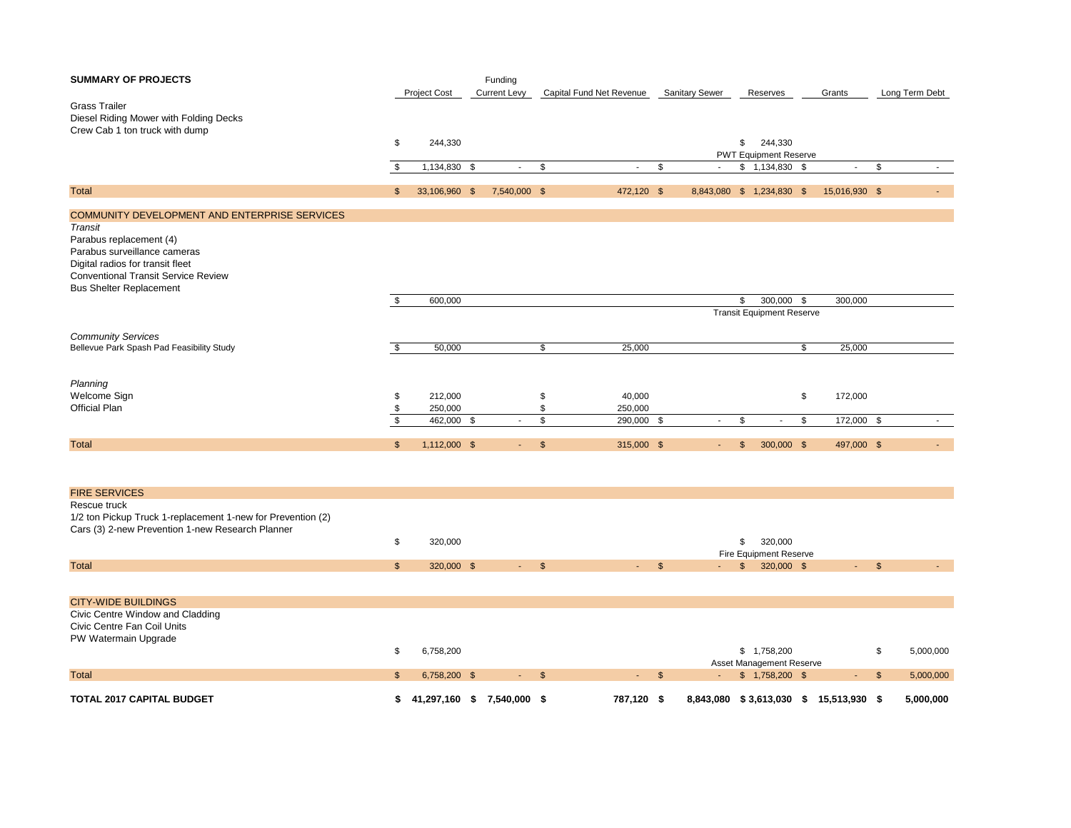| SUMMARY OF PROJECTS | Project Cost | Funding Current Levy | Capital Fund Net Revenue | Sanitary Sewer | Reserves | Grants | Long Term Debt |
|---|---|---|---|---|---|---|---|
| Grass Trailer | | | | | | | |
| Diesel Riding Mower with Folding Decks | | | | | | | |
| Crew Cab 1 ton truck with dump | | | | | | | |
| | $ 244,330 | | | | $ 244,330 PWT Equipment Reserve | | |
| | $ 1,134,830 | $ - | $ - | $ - | $ 1,134,830 | $ - | $ - |
| **Total** | $ 33,106,960 | $ 7,540,000 | $ 472,120 | $ 8,843,080 | $ 1,234,830 | $ 15,016,930 | $ - |
| **COMMUNITY DEVELOPMENT AND ENTERPRISE SERVICES** | | | | | | | |
| *Transit* | | | | | | | |
| Parabus replacement (4) | | | | | | | |
| Parabus surveillance cameras | | | | | | | |
| Digital radios for transit fleet | | | | | | | |
| Conventional Transit Service Review | | | | | | | |
| Bus Shelter Replacement | | | | | | | |
| | $ 600,000 | | | | $ 300,000 Transit Equipment Reserve | $ 300,000 | |
| *Community Services* | | | | | | | |
| Bellevue Park Spash Pad Feasibility Study | $ 50,000 | | $ 25,000 | | | $ 25,000 | |
| *Planning* | | | | | | | |
| Welcome Sign | $ 212,000 | | $ 40,000 | | | $ 172,000 | |
| Official Plan | $ 250,000 | | $ 250,000 | | | | |
| | $ 462,000 | $ - | $ 290,000 | $ - | $ - | $ 172,000 | $ - |
| **Total** | $ 1,112,000 | $ - | $ 315,000 | $ - | $ 300,000 | $ 497,000 | $ - |
| **FIRE SERVICES** | | | | | | | |
| Rescue truck | | | | | | | |
| 1/2 ton Pickup Truck 1-replacement 1-new for Prevention (2) | | | | | | | |
| Cars (3) 2-new Prevention 1-new Research Planner | | | | | | | |
| | $ 320,000 | | | | $ 320,000 Fire Equipment Reserve | | |
| **Total** | $ 320,000 | $ - | $ - | $ - | $ 320,000 | $ - | $ - |
| **CITY-WIDE BUILDINGS** | | | | | | | |
| Civic Centre Window and Cladding | | | | | | | |
| Civic Centre Fan Coil Units | | | | | | | |
| PW Watermain Upgrade | | | | | | | |
| | $ 6,758,200 | | | | $ 1,758,200 Asset Management Reserve | | $ 5,000,000 |
| **Total** | $ 6,758,200 | $ - | $ - | $ - | $ 1,758,200 | $ - | $ 5,000,000 |
| **TOTAL 2017 CAPITAL BUDGET** | **$ 41,297,160** | **$ 7,540,000** | **$ 787,120** | **$ 8,843,080** | **$ 3,613,030** | **$ 15,513,930** | **$ 5,000,000** |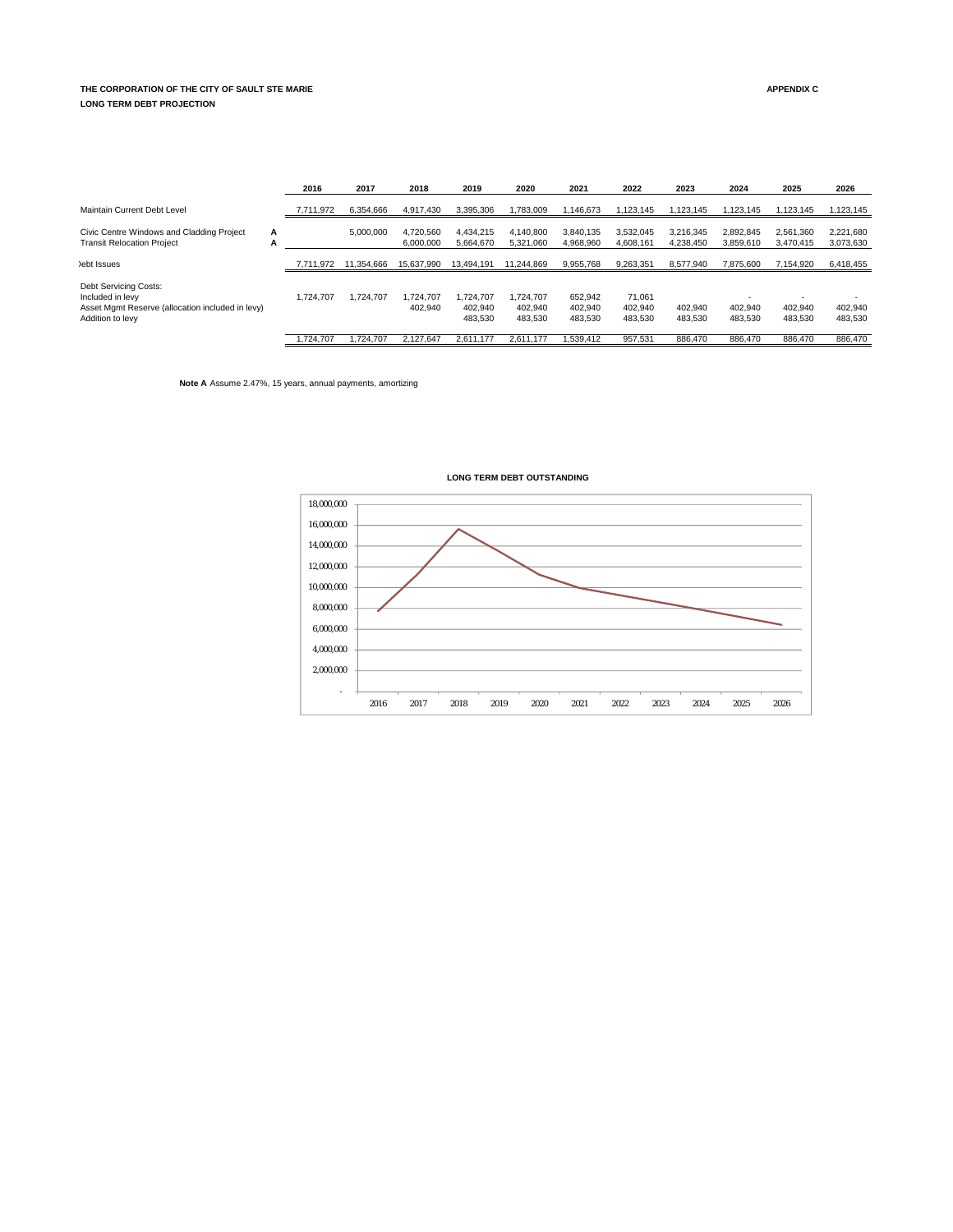**THE CORPORATION OF THE CITY OF SAULT STE MARIE** **APPENDIX C**

**LONG TERM DEBT PROJECTION**

| | | 2016 | 2017 | 2018 | 2019 | 2020 | 2021 | 2022 | 2023 | 2024 | 2025 | 2026 |
|---|---|---|---|---|---|---|---|---|---|---|---|---|
| Maintain Current Debt Level | | 7,711,972 | 6,354,666 | 4,917,430 | 3,395,306 | 1,783,009 | 1,146,673 | 1,123,145 | 1,123,145 | 1,123,145 | 1,123,145 | 1,123,145 |
| Civic Centre Windows and Cladding Project | A | | 5,000,000 | 4,720,560 | 4,434,215 | 4,140,800 | 3,840,135 | 3,532,045 | 3,216,345 | 2,892,845 | 2,561,360 | 2,221,680 |
| Transit Relocation Project | A | | | 6,000,000 | 5,664,670 | 5,321,060 | 4,968,960 | 4,608,161 | 4,238,450 | 3,859,610 | 3,470,415 | 3,073,630 |
| )ebt Issues | | 7,711,972 | 11,354,666 | 15,637,990 | 13,494,191 | 11,244,869 | 9,955,768 | 9,263,351 | 8,577,940 | 7,875,600 | 7,154,920 | 6,418,455 |
| Debt Servicing Costs: | | | | | | | | | | | | |
| Included in levy | | 1,724,707 | 1,724,707 | 1,724,707 | 1,724,707 | 1,724,707 | 652,942 | 71,061 | | - | - | - |
| Asset Mgmt Reserve (allocation included in levy) | | | | 402,940 | 402,940 | 402,940 | 402,940 | 402,940 | 402,940 | 402,940 | 402,940 | 402,940 |
| Addition to levy | | | | | 483,530 | 483,530 | 483,530 | 483,530 | 483,530 | 483,530 | 483,530 | 483,530 |
| | | 1,724,707 | 1,724,707 | 2,127,647 | 2,611,177 | 2,611,177 | 1,539,412 | 957,531 | 886,470 | 886,470 | 886,470 | 886,470 |

**Note A** Assume 2.47%, 15 years, annual payments, amortizing

**LONG TERM DEBT OUTSTANDING**

18,000,000
16,000,000
14,000,000
12,000,000
10,000,000
8,000,000
6,000,000
4,000,000
2,000,000
-

2016 2017 2018 2019 2020 2021 2022 2023 2024 2025 2026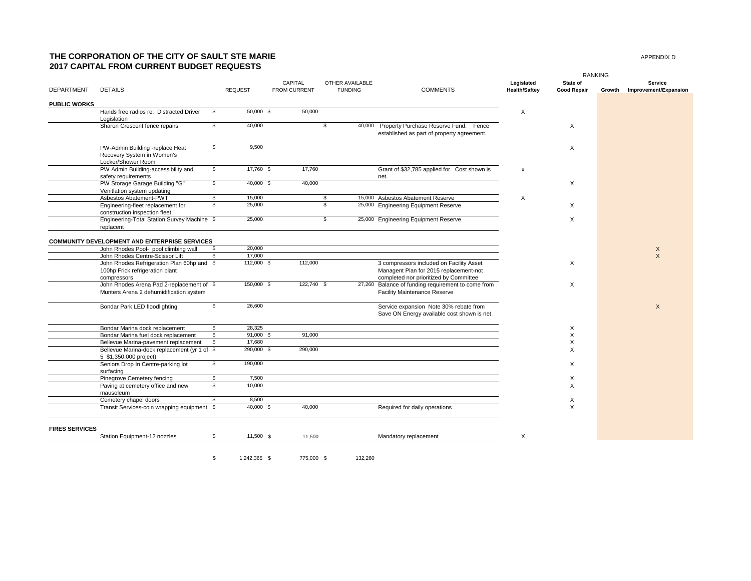# THE CORPORATION OF THE CITY OF SAULT STE MARIE
## 2017 CAPITAL FROM CURRENT BUDGET REQUESTS

APPENDIX D

| | | | | | | RANKING | | | |
|---|---|---|---|---|---|---|---|---|---|
| DEPARTMENT | DETAILS | REQUEST | CAPITAL FROM CURRENT | OTHER AVAILABLE FUNDING | COMMENTS | Legislated Health/Saftey | State of Good Repair | Growth | Service Improvement/Expansion |
| **PUBLIC WORKS** | | | | | | | | | |
| | Hands free radios re: Distracted Driver Legislation | $ 50,000 | $ 50,000 | | | X | | | |
| | Sharon Crescent fence repairs | $ 40,000 | | $ 40,000 | Property Purchase Reserve Fund. Fence established as part of property agreement. | | X | | |
| | PW-Admin Building -replace Heat Recovery System in Women's Locker/Shower Room | $ 9,500 | | | | | X | | |
| | PW Admin Building-accessibility and safety requirements | $ 17,760 | $ 17,760 | | Grant of $32,785 applied for. Cost shown is net. | x | | | |
| | PW Storage Garage Building "G" Venitlation system updating | $ 40,000 | $ 40,000 | | | | X | | |
| | Asbestos Abatement-PWT | $ 15,000 | | $ 15,000 | Asbestos Abatement Reserve | X | | | |
| | Engineering-fleet replacement for construction inspection fleet | $ 25,000 | | $ 25,000 | Engineering Equipment Reserve | | X | | |
| | Engineering-Total Station Survey Machine replacent | $ 25,000 | | $ 25,000 | Engineering Equipment Reserve | | X | | |
| **COMMUNITY DEVELOPMENT AND ENTERPRISE SERVICES** | | | | | | | | | |
| | John Rhodes Pool- pool climbing wall | $ 20,000 | | | | | | | X |
| | John Rhodes Centre-Scissor Lift | $ 17,000 | | | | | | | X |
| | John Rhodes Refrigeration Plan 60hp and 100hp Frick refrigeration plant compressors | $ 112,000 | $ 112,000 | | 3 compressors included on Facility Asset Managent Plan for 2015 replacement-not completed nor prioritized by Committee | | X | | |
| | John Rhodes Arena Pad 2-replacement of Munters Arena 2 dehumidification system | $ 150,000 | $ 122,740 | $ 27,260 | Balance of funding requirement to come from Facility Maintenance Reserve | | X | | |
| | Bondar Park LED floodlighting | $ 26,600 | | | Service expansion Note 30% rebate from Save ON Energy available cost shown is net. | | | | X |
| | Bondar Marina dock replacement | $ 28,325 | | | | | X | | |
| | Bondar Marina fuel dock replacement | $ 91,000 | $ 91,000 | | | | X | | |
| | Bellevue Marina-pavement replacement | $ 17,680 | | | | | X | | |
| | Bellevue Marina-dock replacement (yr 1 of 5 $1,350,000 project) | $ 290,000 | $ 290,000 | | | | X | | |
| | Seniors Drop In Centre-parking lot surfacing | $ 190,000 | | | | | X | | |
| | Pinegrove Cemetery fencing | $ 7,500 | | | | | X | | |
| | Paving at cemetery office and new mausoleum | $ 10,000 | | | | | X | | |
| | Cemetery chapel doors | $ 8,500 | | | | | X | | |
| | Transit Services-coin wrapping equipment | $ 40,000 | $ 40,000 | | Required for daily operations | | X | | |
| **FIRES SERVICES** | | | | | | | | | |
| | Station Equipment-12 nozzles | $ 11,500 | $ 11,500 | | Mandatory replacement | X | | | |
| | | $ 1,242,365 | $ 775,000 | $ 132,260 | | | | | |